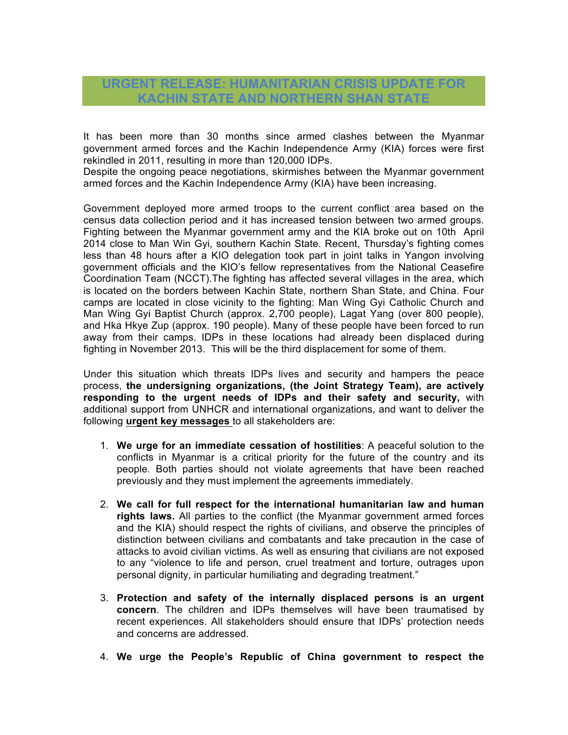# URGENT RELEASE: HUMANITARIAN CRISIS UPDATE FOR KACHIN STATE AND NORTHERN SHAN STATE

It has been more than 30 months since armed clashes between the Myanmar government armed forces and the Kachin Independence Army (KIA) forces were first rekindled in 2011, resulting in more than 120,000 IDPs.
Despite the ongoing peace negotiations, skirmishes between the Myanmar government armed forces and the Kachin Independence Army (KIA) have been increasing.

Government deployed more armed troops to the current conflict area based on the census data collection period and it has increased tension between two armed groups. Fighting between the Myanmar government army and the KIA broke out on 10th April 2014 close to Man Win Gyi, southern Kachin State. Recent, Thursday's fighting comes less than 48 hours after a KIO delegation took part in joint talks in Yangon involving government officials and the KIO's fellow representatives from the National Ceasefire Coordination Team (NCCT).The fighting has affected several villages in the area, which is located on the borders between Kachin State, northern Shan State, and China. Four camps are located in close vicinity to the fighting: Man Wing Gyi Catholic Church and Man Wing Gyi Baptist Church (approx. 2,700 people), Lagat Yang (over 800 people), and Hka Hkye Zup (approx. 190 people). Many of these people have been forced to run away from their camps. IDPs in these locations had already been displaced during fighting in November 2013. This will be the third displacement for some of them.

Under this situation which threats IDPs lives and security and hampers the peace process, **the undersigning organizations, (the Joint Strategy Team), are actively responding to the urgent needs of IDPs and their safety and security,** with additional support from UNHCR and international organizations, and want to deliver the following **urgent key messages** to all stakeholders are:

1. **We urge for an immediate cessation of hostilities**: A peaceful solution to the conflicts in Myanmar is a critical priority for the future of the country and its people. Both parties should not violate agreements that have been reached previously and they must implement the agreements immediately.

2. **We call for full respect for the international humanitarian law and human rights laws.** All parties to the conflict (the Myanmar government armed forces and the KIA) should respect the rights of civilians, and observe the principles of distinction between civilians and combatants and take precaution in the case of attacks to avoid civilian victims. As well as ensuring that civilians are not exposed to any "violence to life and person, cruel treatment and torture, outrages upon personal dignity, in particular humiliating and degrading treatment."

3. **Protection and safety of the internally displaced persons is an urgent concern**. The children and IDPs themselves will have been traumatised by recent experiences. All stakeholders should ensure that IDPs' protection needs and concerns are addressed.

4. **We urge the People's Republic of China government to respect the**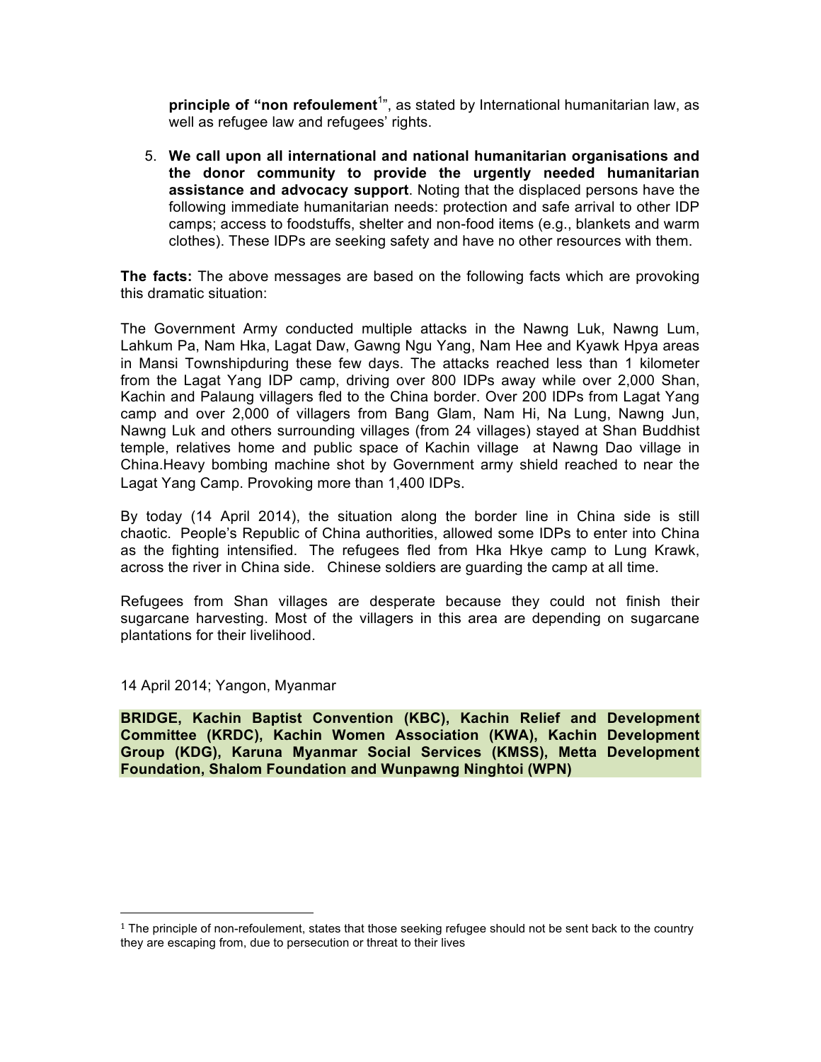**principle of "non refoulement**[1]", as stated by International humanitarian law, as well as refugee law and refugees' rights.

5. **We call upon all international and national humanitarian organisations and the donor community to provide the urgently needed humanitarian assistance and advocacy support**. Noting that the displaced persons have the following immediate humanitarian needs: protection and safe arrival to other IDP camps; access to foodstuffs, shelter and non-food items (e.g., blankets and warm clothes). These IDPs are seeking safety and have no other resources with them.

**The facts:** The above messages are based on the following facts which are provoking this dramatic situation:

The Government Army conducted multiple attacks in the Nawng Luk, Nawng Lum, Lahkum Pa, Nam Hka, Lagat Daw, Gawng Ngu Yang, Nam Hee and Kyawk Hpya areas in Mansi Townshipduring these few days. The attacks reached less than 1 kilometer from the Lagat Yang IDP camp, driving over 800 IDPs away while over 2,000 Shan, Kachin and Palaung villagers fled to the China border. Over 200 IDPs from Lagat Yang camp and over 2,000 of villagers from Bang Glam, Nam Hi, Na Lung, Nawng Jun, Nawng Luk and others surrounding villages (from 24 villages) stayed at Shan Buddhist temple, relatives home and public space of Kachin village at Nawng Dao village in China.Heavy bombing machine shot by Government army shield reached to near the Lagat Yang Camp. Provoking more than 1,400 IDPs.

By today (14 April 2014), the situation along the border line in China side is still chaotic. People's Republic of China authorities, allowed some IDPs to enter into China as the fighting intensified. The refugees fled from Hka Hkye camp to Lung Krawk, across the river in China side. Chinese soldiers are guarding the camp at all time.

Refugees from Shan villages are desperate because they could not finish their sugarcane harvesting. Most of the villagers in this area are depending on sugarcane plantations for their livelihood.

14 April 2014; Yangon, Myanmar

**BRIDGE, Kachin Baptist Convention (KBC), Kachin Relief and Development Committee (KRDC), Kachin Women Association (KWA), Kachin Development Group (KDG), Karuna Myanmar Social Services (KMSS), Metta Development Foundation, Shalom Foundation and Wunpawng Ninghtoi (WPN)**

---

[1] The principle of non-refoulement, states that those seeking refugee should not be sent back to the country they are escaping from, due to persecution or threat to their lives